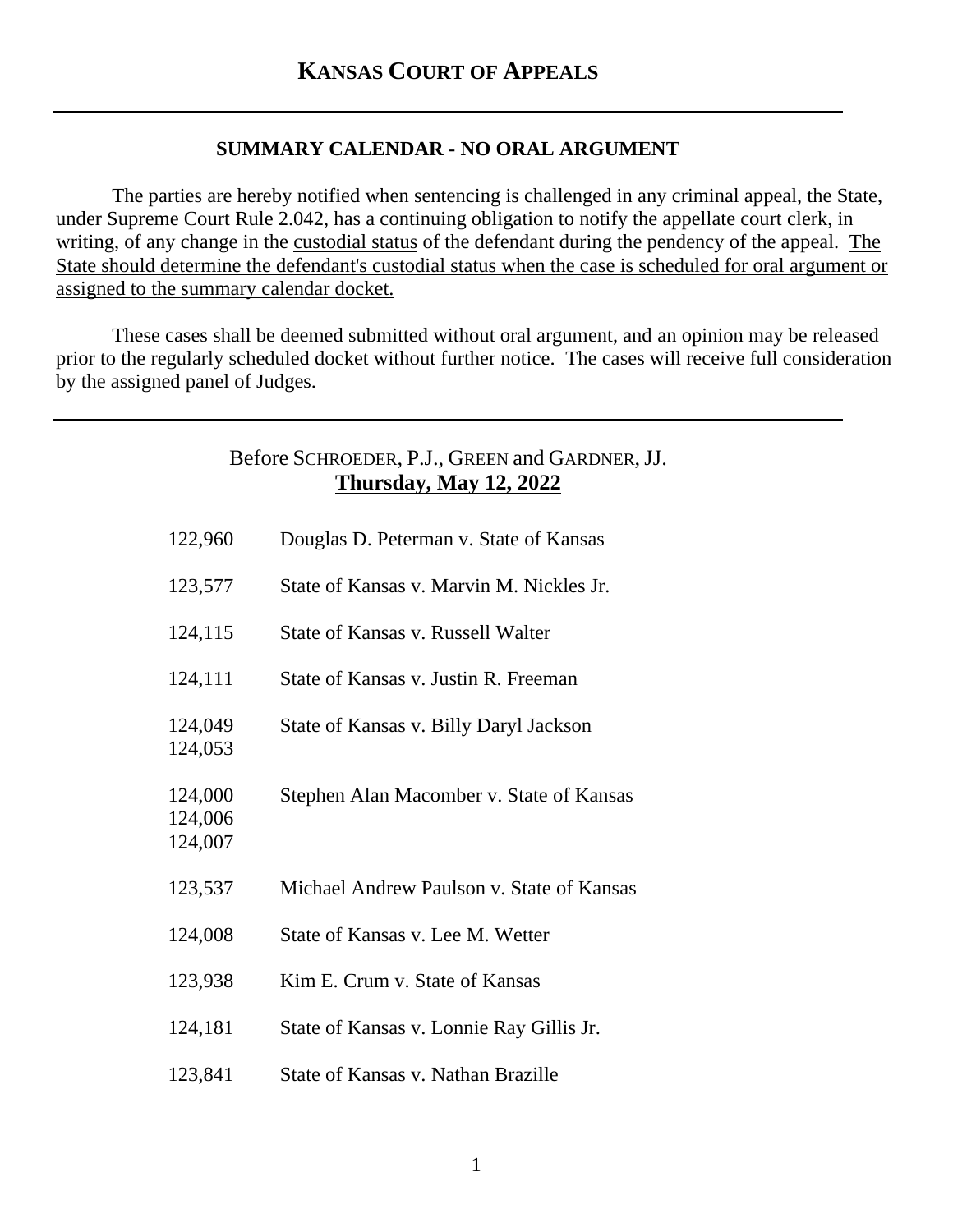# KANSAS COURT OF APPEALS

---

**SUMMARY CALENDAR - NO ORAL ARGUMENT**

The parties are hereby notified when sentencing is challenged in any criminal appeal, the State, under Supreme Court Rule 2.042, has a continuing obligation to notify the appellate court clerk, in writing, of any change in the custodial status of the defendant during the pendency of the appeal. The State should determine the defendant's custodial status when the case is scheduled for oral argument or assigned to the summary calendar docket.

These cases shall be deemed submitted without oral argument, and an opinion may be released prior to the regularly scheduled docket without further notice. The cases will receive full consideration by the assigned panel of Judges.

---

Before SCHROEDER, P.J., GREEN and GARDNER, JJ.

**Thursday, May 12, 2022**

| | |
|---|---|
| 122,960 | Douglas D. Peterman v. State of Kansas |
| 123,577 | State of Kansas v. Marvin M. Nickles Jr. |
| 124,115 | State of Kansas v. Russell Walter |
| 124,111 | State of Kansas v. Justin R. Freeman |
| 124,049<br>124,053 | State of Kansas v. Billy Daryl Jackson |
| 124,000<br>124,006<br>124,007 | Stephen Alan Macomber v. State of Kansas |
| 123,537 | Michael Andrew Paulson v. State of Kansas |
| 124,008 | State of Kansas v. Lee M. Wetter |
| 123,938 | Kim E. Crum v. State of Kansas |
| 124,181 | State of Kansas v. Lonnie Ray Gillis Jr. |
| 123,841 | State of Kansas v. Nathan Brazille |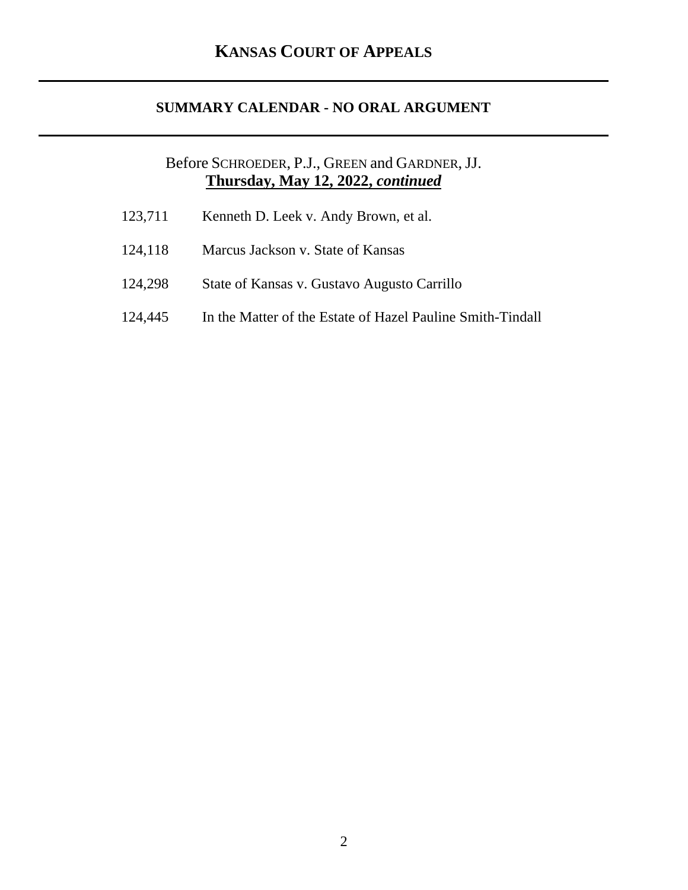# KANSAS COURT OF APPEALS

## SUMMARY CALENDAR - NO ORAL ARGUMENT

Before SCHROEDER, P.J., GREEN and GARDNER, JJ.
**Thursday, May 12, 2022, *continued***

| | |
|---|---|
| 123,711 | Kenneth D. Leek v. Andy Brown, et al. |
| 124,118 | Marcus Jackson v. State of Kansas |
| 124,298 | State of Kansas v. Gustavo Augusto Carrillo |
| 124,445 | In the Matter of the Estate of Hazel Pauline Smith-Tindall |